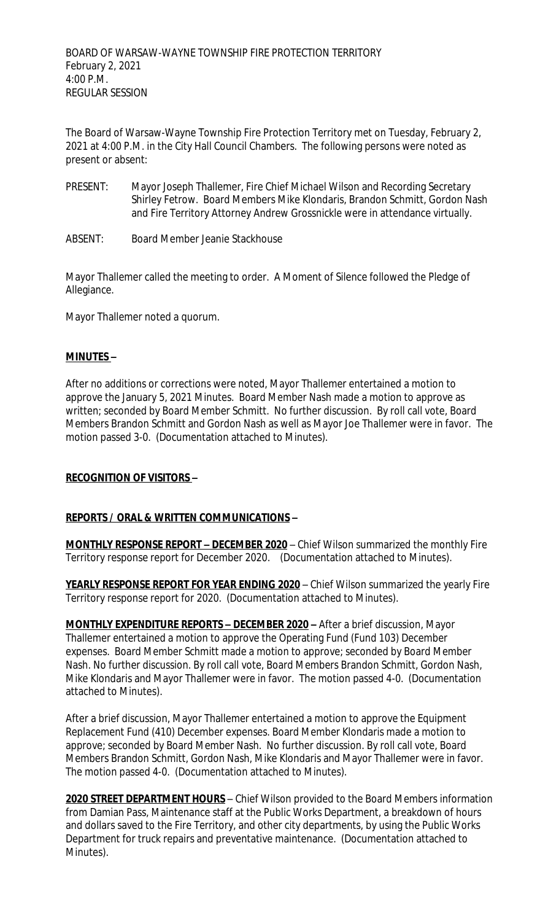BOARD OF WARSAW-WAYNE TOWNSHIP FIRE PROTECTION TERRITORY
February 2, 2021
4:00 P.M.
REGULAR SESSION

The Board of Warsaw-Wayne Township Fire Protection Territory met on Tuesday, February 2, 2021 at 4:00 P.M. in the City Hall Council Chambers. The following persons were noted as present or absent:

PRESENT: Mayor Joseph Thallemer, Fire Chief Michael Wilson and Recording Secretary Shirley Fetrow. Board Members Mike Klondaris, Brandon Schmitt, Gordon Nash and Fire Territory Attorney Andrew Grossnickle were in attendance virtually.

ABSENT: Board Member Jeanie Stackhouse

Mayor Thallemer called the meeting to order. A Moment of Silence followed the Pledge of Allegiance.

Mayor Thallemer noted a quorum.

**MINUTES –**

After no additions or corrections were noted, Mayor Thallemer entertained a motion to approve the January 5, 2021 Minutes. Board Member Nash made a motion to approve as written; seconded by Board Member Schmitt. No further discussion. By roll call vote, Board Members Brandon Schmitt and Gordon Nash as well as Mayor Joe Thallemer were in favor. The motion passed 3-0. (Documentation attached to Minutes).

**RECOGNITION OF VISITORS –**

**REPORTS / ORAL & WRITTEN COMMUNICATIONS –**

**MONTHLY RESPONSE REPORT – DECEMBER 2020** – Chief Wilson summarized the monthly Fire Territory response report for December 2020. (Documentation attached to Minutes).

**YEARLY RESPONSE REPORT FOR YEAR ENDING 2020** – Chief Wilson summarized the yearly Fire Territory response report for 2020. (Documentation attached to Minutes).

**MONTHLY EXPENDITURE REPORTS – DECEMBER 2020 –** After a brief discussion, Mayor Thallemer entertained a motion to approve the Operating Fund (Fund 103) December expenses. Board Member Schmitt made a motion to approve; seconded by Board Member Nash. No further discussion. By roll call vote, Board Members Brandon Schmitt, Gordon Nash, Mike Klondaris and Mayor Thallemer were in favor. The motion passed 4-0. (Documentation attached to Minutes).

After a brief discussion, Mayor Thallemer entertained a motion to approve the Equipment Replacement Fund (410) December expenses. Board Member Klondaris made a motion to approve; seconded by Board Member Nash. No further discussion. By roll call vote, Board Members Brandon Schmitt, Gordon Nash, Mike Klondaris and Mayor Thallemer were in favor. The motion passed 4-0. (Documentation attached to Minutes).

**2020 STREET DEPARTMENT HOURS** – Chief Wilson provided to the Board Members information from Damian Pass, Maintenance staff at the Public Works Department, a breakdown of hours and dollars saved to the Fire Territory, and other city departments, by using the Public Works Department for truck repairs and preventative maintenance. (Documentation attached to Minutes).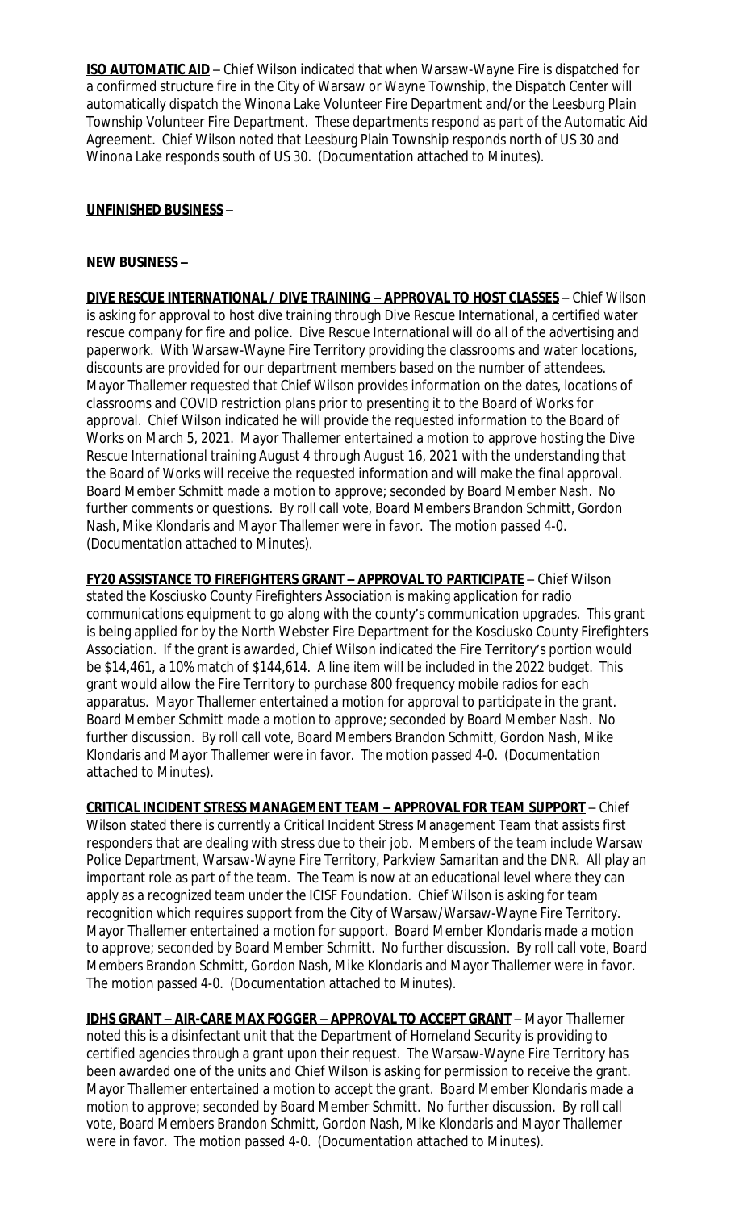**ISO AUTOMATIC AID** – Chief Wilson indicated that when Warsaw-Wayne Fire is dispatched for a confirmed structure fire in the City of Warsaw or Wayne Township, the Dispatch Center will automatically dispatch the Winona Lake Volunteer Fire Department and/or the Leesburg Plain Township Volunteer Fire Department. These departments respond as part of the Automatic Aid Agreement. Chief Wilson noted that Leesburg Plain Township responds north of US 30 and Winona Lake responds south of US 30. (Documentation attached to Minutes).

**UNFINISHED BUSINESS –**

**NEW BUSINESS –**

**DIVE RESCUE INTERNATIONAL / DIVE TRAINING – APPROVAL TO HOST CLASSES** – Chief Wilson is asking for approval to host dive training through Dive Rescue International, a certified water rescue company for fire and police. Dive Rescue International will do all of the advertising and paperwork. With Warsaw-Wayne Fire Territory providing the classrooms and water locations, discounts are provided for our department members based on the number of attendees. Mayor Thallemer requested that Chief Wilson provides information on the dates, locations of classrooms and COVID restriction plans prior to presenting it to the Board of Works for approval. Chief Wilson indicated he will provide the requested information to the Board of Works on March 5, 2021. Mayor Thallemer entertained a motion to approve hosting the Dive Rescue International training August 4 through August 16, 2021 with the understanding that the Board of Works will receive the requested information and will make the final approval. Board Member Schmitt made a motion to approve; seconded by Board Member Nash. No further comments or questions. By roll call vote, Board Members Brandon Schmitt, Gordon Nash, Mike Klondaris and Mayor Thallemer were in favor. The motion passed 4-0. (Documentation attached to Minutes).

**FY20 ASSISTANCE TO FIREFIGHTERS GRANT – APPROVAL TO PARTICIPATE** – Chief Wilson stated the Kosciusko County Firefighters Association is making application for radio communications equipment to go along with the county's communication upgrades. This grant is being applied for by the North Webster Fire Department for the Kosciusko County Firefighters Association. If the grant is awarded, Chief Wilson indicated the Fire Territory's portion would be $14,461, a 10% match of $144,614. A line item will be included in the 2022 budget. This grant would allow the Fire Territory to purchase 800 frequency mobile radios for each apparatus. Mayor Thallemer entertained a motion for approval to participate in the grant. Board Member Schmitt made a motion to approve; seconded by Board Member Nash. No further discussion. By roll call vote, Board Members Brandon Schmitt, Gordon Nash, Mike Klondaris and Mayor Thallemer were in favor. The motion passed 4-0. (Documentation attached to Minutes).

**CRITICAL INCIDENT STRESS MANAGEMENT TEAM – APPROVAL FOR TEAM SUPPORT** – Chief Wilson stated there is currently a Critical Incident Stress Management Team that assists first responders that are dealing with stress due to their job. Members of the team include Warsaw Police Department, Warsaw-Wayne Fire Territory, Parkview Samaritan and the DNR. All play an important role as part of the team. The Team is now at an educational level where they can apply as a recognized team under the ICISF Foundation. Chief Wilson is asking for team recognition which requires support from the City of Warsaw/Warsaw-Wayne Fire Territory. Mayor Thallemer entertained a motion for support. Board Member Klondaris made a motion to approve; seconded by Board Member Schmitt. No further discussion. By roll call vote, Board Members Brandon Schmitt, Gordon Nash, Mike Klondaris and Mayor Thallemer were in favor. The motion passed 4-0. (Documentation attached to Minutes).

**IDHS GRANT – AIR-CARE MAX FOGGER – APPROVAL TO ACCEPT GRANT** – Mayor Thallemer noted this is a disinfectant unit that the Department of Homeland Security is providing to certified agencies through a grant upon their request. The Warsaw-Wayne Fire Territory has been awarded one of the units and Chief Wilson is asking for permission to receive the grant. Mayor Thallemer entertained a motion to accept the grant. Board Member Klondaris made a motion to approve; seconded by Board Member Schmitt. No further discussion. By roll call vote, Board Members Brandon Schmitt, Gordon Nash, Mike Klondaris and Mayor Thallemer were in favor. The motion passed 4-0. (Documentation attached to Minutes).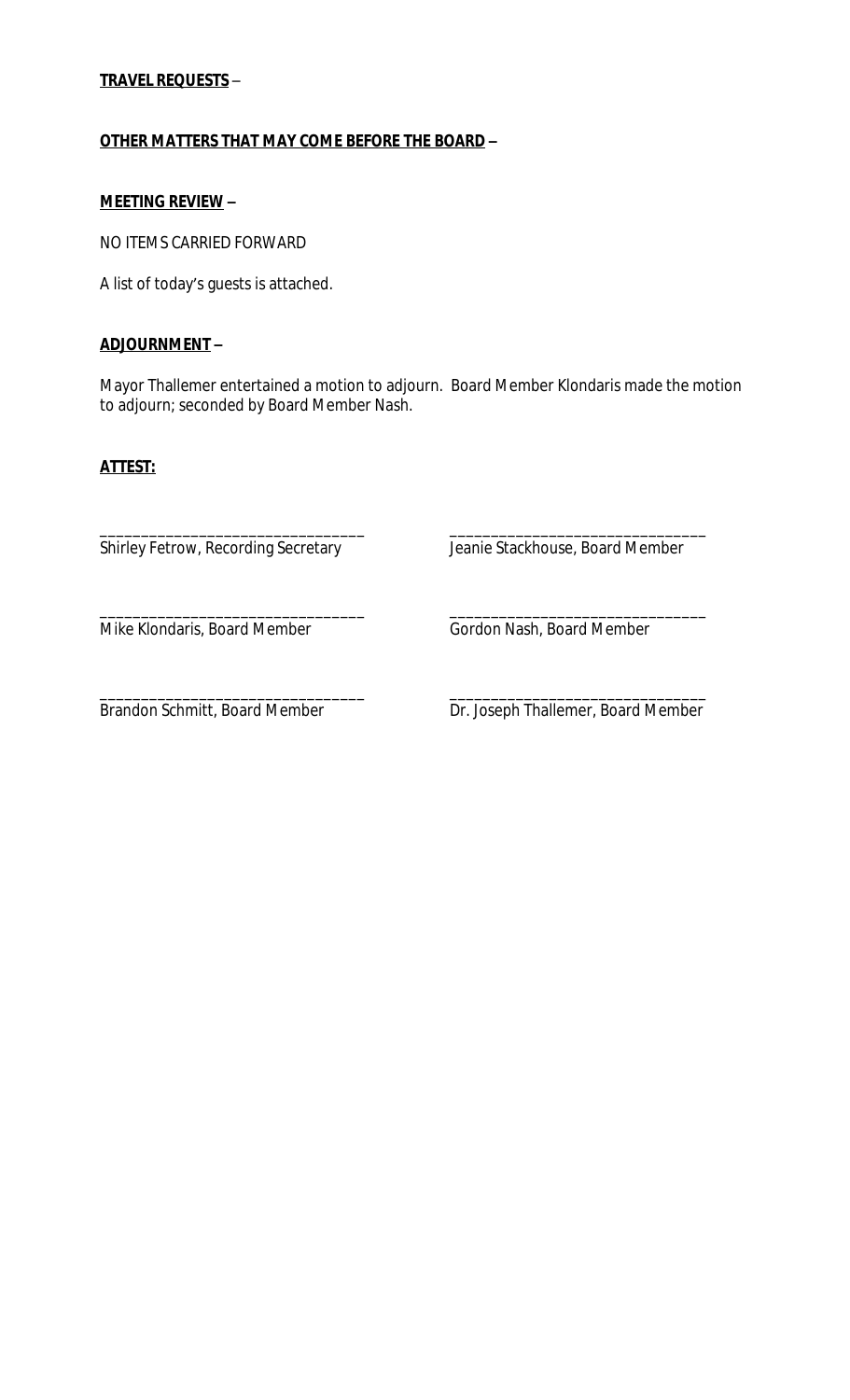**TRAVEL REQUESTS** –

**OTHER MATTERS THAT MAY COME BEFORE THE BOARD –**

**MEETING REVIEW –**

NO ITEMS CARRIED FORWARD

A list of today's guests is attached.

**ADJOURNMENT –**

Mayor Thallemer entertained a motion to adjourn. Board Member Klondaris made the motion to adjourn; seconded by Board Member Nash.

**ATTEST:**

| | |
|---|---|
| _______________________________ | _______________________________ |
| Shirley Fetrow, Recording Secretary | Jeanie Stackhouse, Board Member |
| _______________________________ | _______________________________ |
| Mike Klondaris, Board Member | Gordon Nash, Board Member |
| _______________________________ | _______________________________ |
| Brandon Schmitt, Board Member | Dr. Joseph Thallemer, Board Member |